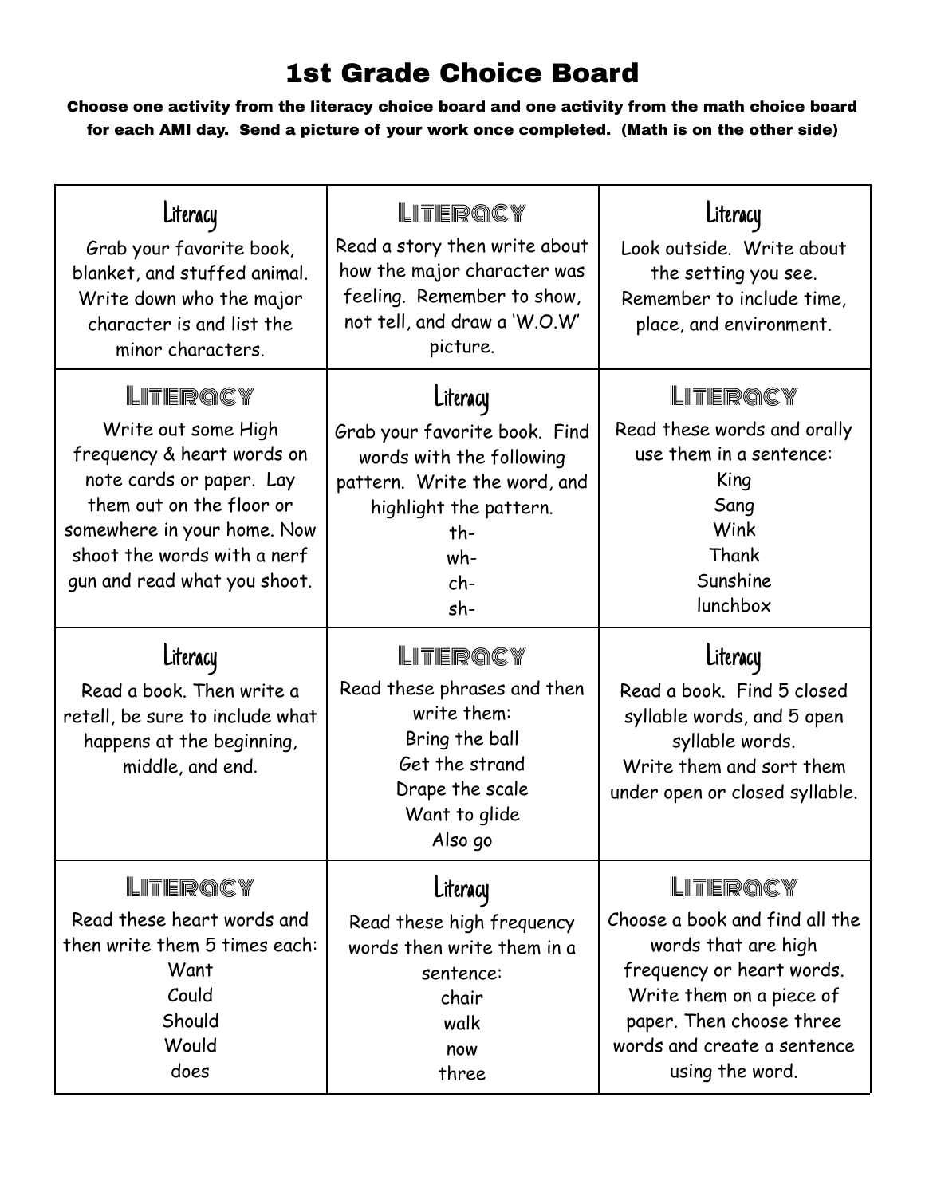# 1st Grade Choice Board

**Choose one activity from the literacy choice board and one activity from the math choice board for each AMI day. Send a picture of your work once completed. (Math is on the other side)**

| | | |
|---|---|---|
| **Literacy**<br>Grab your favorite book, blanket, and stuffed animal. Write down who the major character is and list the minor characters. | **Literacy**<br>Read a story then write about how the major character was feeling. Remember to show, not tell, and draw a 'W.O.W' picture. | **Literacy**<br>Look outside. Write about the setting you see. Remember to include time, place, and environment. |
| **Literacy**<br>Write out some High frequency & heart words on note cards or paper. Lay them out on the floor or somewhere in your home. Now shoot the words with a nerf gun and read what you shoot. | **Literacy**<br>Grab your favorite book. Find words with the following pattern. Write the word, and highlight the pattern.<br>th-<br>wh-<br>ch-<br>sh- | **Literacy**<br>Read these words and orally use them in a sentence:<br>King<br>Sang<br>Wink<br>Thank<br>Sunshine<br>lunchbox |
| **Literacy**<br>Read a book. Then write a retell, be sure to include what happens at the beginning, middle, and end. | **Literacy**<br>Read these phrases and then write them:<br>Bring the ball<br>Get the strand<br>Drape the scale<br>Want to glide<br>Also go | **Literacy**<br>Read a book. Find 5 closed syllable words, and 5 open syllable words.<br>Write them and sort them under open or closed syllable. |
| **Literacy**<br>Read these heart words and then write them 5 times each:<br>Want<br>Could<br>Should<br>Would<br>does | **Literacy**<br>Read these high frequency words then write them in a sentence:<br>chair<br>walk<br>now<br>three | **Literacy**<br>Choose a book and find all the words that are high frequency or heart words. Write them on a piece of paper. Then choose three words and create a sentence using the word. |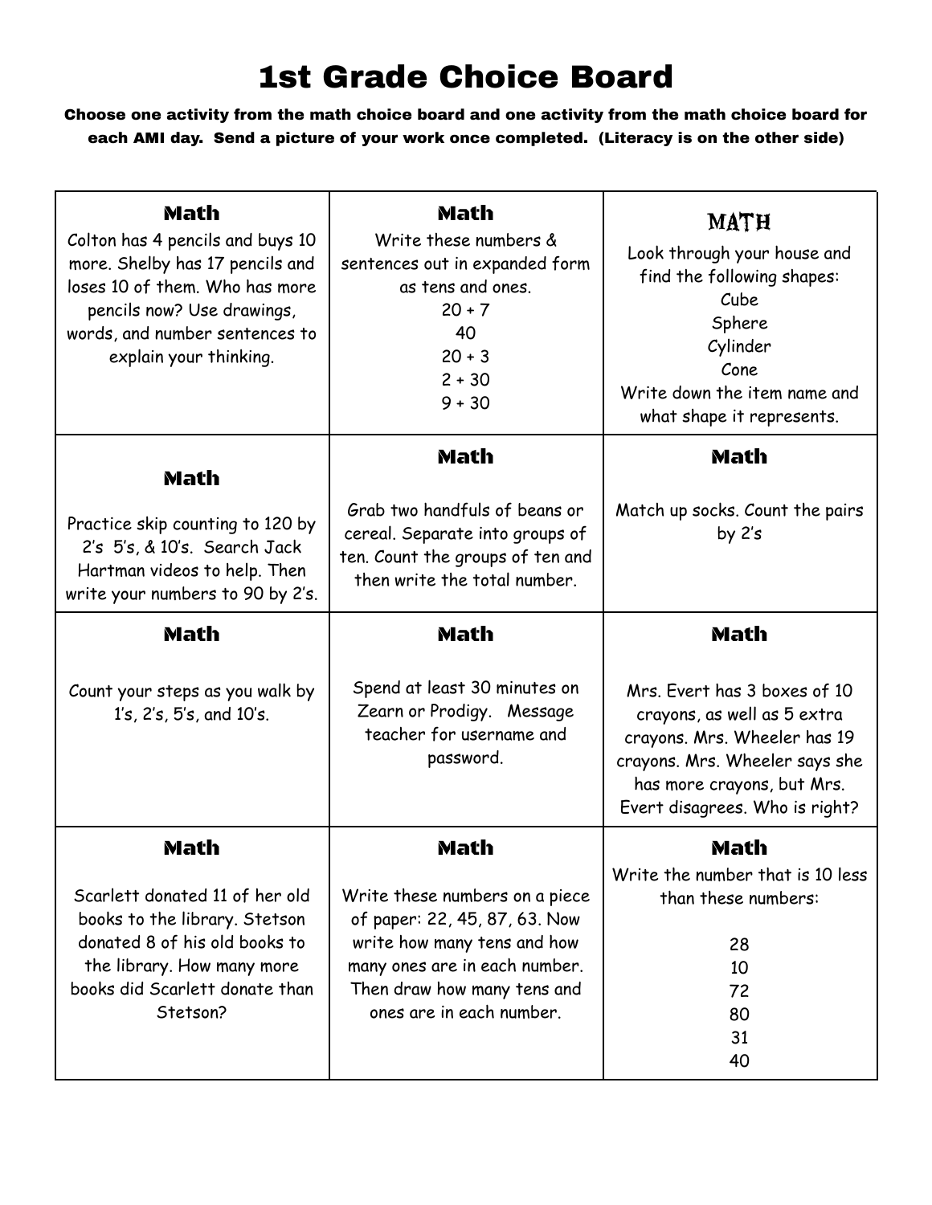# 1st Grade Choice Board

**Choose one activity from the math choice board and one activity from the math choice board for each AMI day. Send a picture of your work once completed. (Literacy is on the other side)**

| | | |
|---|---|---|
| **Math**<br>Colton has 4 pencils and buys 10 more. Shelby has 17 pencils and loses 10 of them. Who has more pencils now? Use drawings, words, and number sentences to explain your thinking. | **Math**<br>Write these numbers & sentences out in expanded form as tens and ones.<br>20 + 7<br>40<br>20 + 3<br>2 + 30<br>9 + 30 | **MATH**<br>Look through your house and find the following shapes:<br>Cube<br>Sphere<br>Cylinder<br>Cone<br>Write down the item name and what shape it represents. |
| **Math**<br>Practice skip counting to 120 by 2's 5's, & 10's. Search Jack Hartman videos to help. Then write your numbers to 90 by 2's. | **Math**<br>Grab two handfuls of beans or cereal. Separate into groups of ten. Count the groups of ten and then write the total number. | **Math**<br>Match up socks. Count the pairs by 2's |
| **Math**<br>Count your steps as you walk by 1's, 2's, 5's, and 10's. | **Math**<br>Spend at least 30 minutes on Zearn or Prodigy. Message teacher for username and password. | **Math**<br>Mrs. Evert has 3 boxes of 10 crayons, as well as 5 extra crayons. Mrs. Wheeler has 19 crayons. Mrs. Wheeler says she has more crayons, but Mrs. Evert disagrees. Who is right? |
| **Math**<br>Scarlett donated 11 of her old books to the library. Stetson donated 8 of his old books to the library. How many more books did Scarlett donate than Stetson? | **Math**<br>Write these numbers on a piece of paper: 22, 45, 87, 63. Now write how many tens and how many ones are in each number. Then draw how many tens and ones are in each number. | **Math**<br>Write the number that is 10 less than these numbers:<br>28<br>10<br>72<br>80<br>31<br>40 |